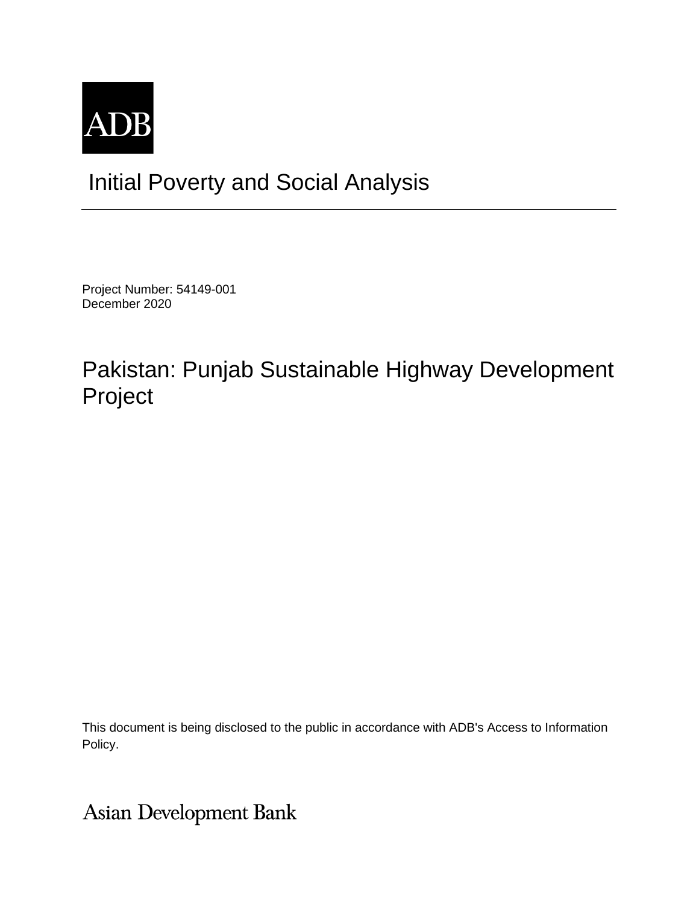ADB

# Initial Poverty and Social Analysis

Project Number: 54149-001
December 2020

# Pakistan: Punjab Sustainable Highway Development Project

This document is being disclosed to the public in accordance with ADB's Access to Information Policy.

Asian Development Bank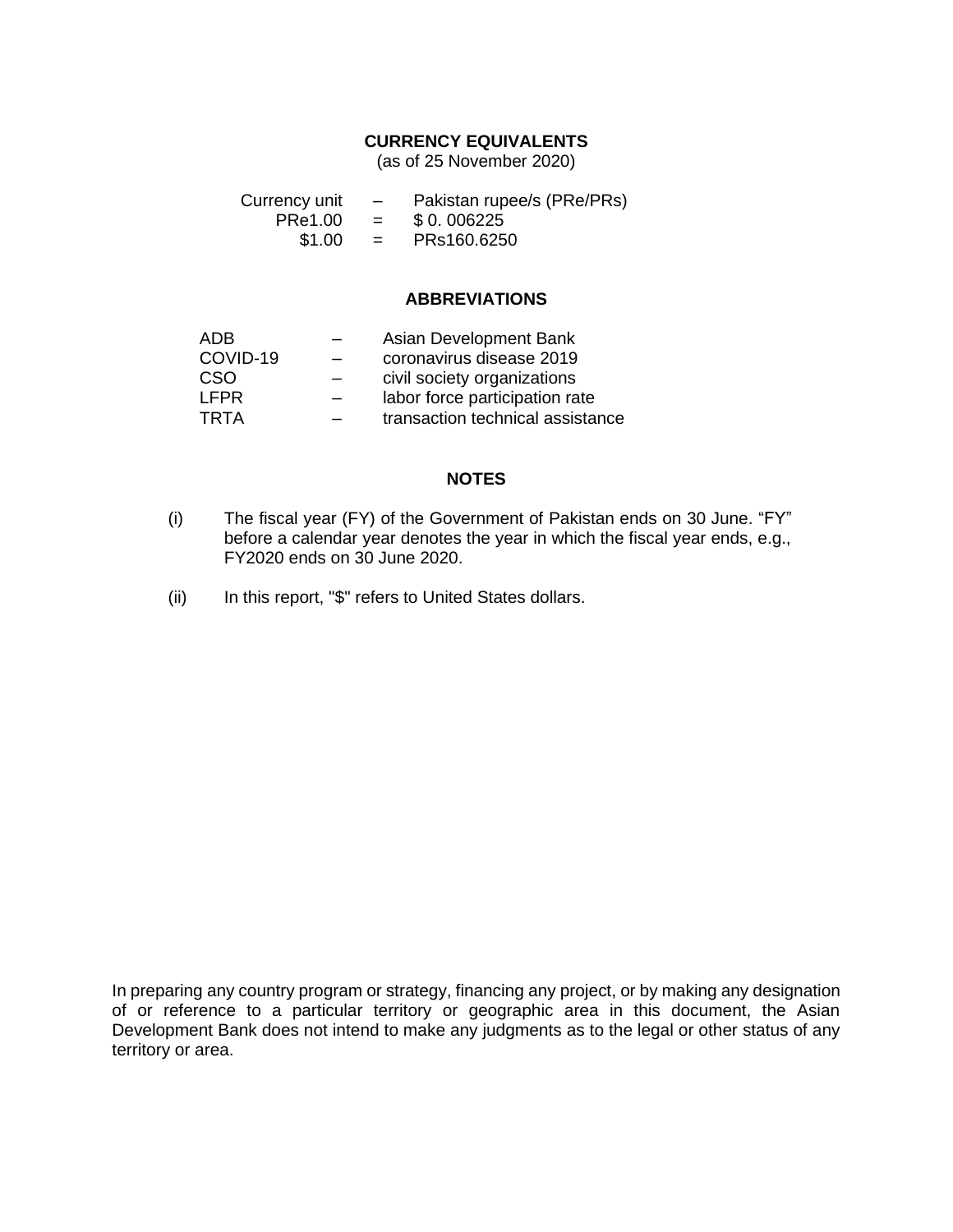## CURRENCY EQUIVALENTS

(as of 25 November 2020)

| | | |
|---|---|---|
| Currency unit | – | Pakistan rupee/s (PRe/PRs) |
| PRe1.00 | = | $ 0. 006225 |
| $1.00 | = | PRs160.6250 |

## ABBREVIATIONS

| | | |
|---|---|---|
| ADB | – | Asian Development Bank |
| COVID-19 | – | coronavirus disease 2019 |
| CSO | – | civil society organizations |
| LFPR | – | labor force participation rate |
| TRTA | – | transaction technical assistance |

## NOTES

(i) The fiscal year (FY) of the Government of Pakistan ends on 30 June. “FY” before a calendar year denotes the year in which the fiscal year ends, e.g., FY2020 ends on 30 June 2020.

(ii) In this report, "$" refers to United States dollars.

In preparing any country program or strategy, financing any project, or by making any designation of or reference to a particular territory or geographic area in this document, the Asian Development Bank does not intend to make any judgments as to the legal or other status of any territory or area.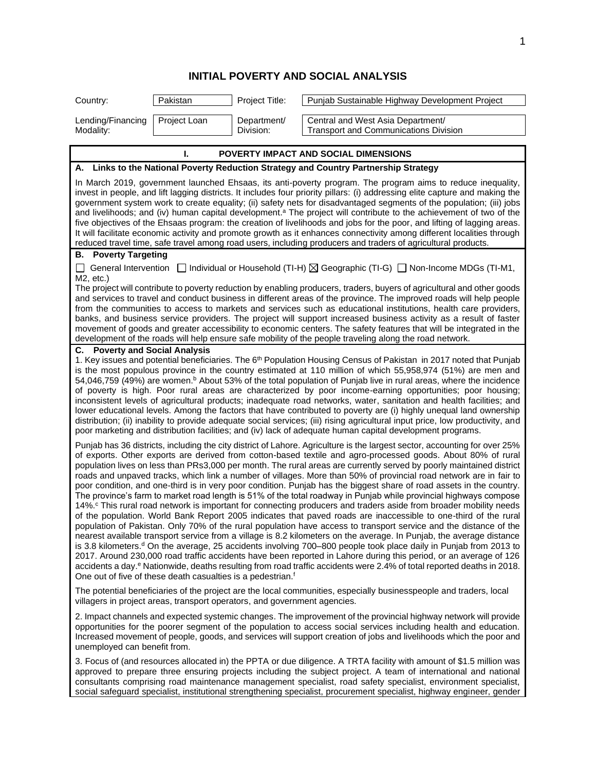# INITIAL POVERTY AND SOCIAL ANALYSIS

| Country: | Pakistan | Project Title: | Punjab Sustainable Highway Development Project |
|---|---|---|---|
| Lending/Financing Modality: | Project Loan | Department/ Division: | Central and West Asia Department/ Transport and Communications Division |

## I. POVERTY IMPACT AND SOCIAL DIMENSIONS

### A. Links to the National Poverty Reduction Strategy and Country Partnership Strategy

In March 2019, government launched Ehsaas, its anti-poverty program. The program aims to reduce inequality, invest in people, and lift lagging districts. It includes four priority pillars: (i) addressing elite capture and making the government system work to create equality; (ii) safety nets for disadvantaged segments of the population; (iii) jobs and livelihoods; and (iv) human capital development.[a] The project will contribute to the achievement of two of the five objectives of the Ehsaas program: the creation of livelihoods and jobs for the poor, and lifting of lagging areas. It will facilitate economic activity and promote growth as it enhances connectivity among different localities through reduced travel time, safe travel among road users, including producers and traders of agricultural products.

### B. Poverty Targeting

☐ General Intervention ☐ Individual or Household (TI-H) ☒ Geographic (TI-G) ☐ Non-Income MDGs (TI-M1, M2, etc.)

The project will contribute to poverty reduction by enabling producers, traders, buyers of agricultural and other goods and services to travel and conduct business in different areas of the province. The improved roads will help people from the communities to access to markets and services such as educational institutions, health care providers, banks, and business service providers. The project will support increased business activity as a result of faster movement of goods and greater accessibility to economic centers. The safety features that will be integrated in the development of the roads will help ensure safe mobility of the people traveling along the road network.

### C. Poverty and Social Analysis

1. Key issues and potential beneficiaries. The 6th Population Housing Census of Pakistan in 2017 noted that Punjab is the most populous province in the country estimated at 110 million of which 55,958,974 (51%) are men and 54,046,759 (49%) are women.[b] About 53% of the total population of Punjab live in rural areas, where the incidence of poverty is high. Poor rural areas are characterized by poor income-earning opportunities; poor housing; inconsistent levels of agricultural products; inadequate road networks, water, sanitation and health facilities; and lower educational levels. Among the factors that have contributed to poverty are (i) highly unequal land ownership distribution; (ii) inability to provide adequate social services; (iii) rising agricultural input price, low productivity, and poor marketing and distribution facilities; and (iv) lack of adequate human capital development programs.

Punjab has 36 districts, including the city district of Lahore. Agriculture is the largest sector, accounting for over 25% of exports. Other exports are derived from cotton-based textile and agro-processed goods. About 80% of rural population lives on less than PRs3,000 per month. The rural areas are currently served by poorly maintained district roads and unpaved tracks, which link a number of villages. More than 50% of provincial road network are in fair to poor condition, and one-third is in very poor condition. Punjab has the biggest share of road assets in the country. The province's farm to market road length is 51% of the total roadway in Punjab while provincial highways compose 14%.[c] This rural road network is important for connecting producers and traders aside from broader mobility needs of the population. World Bank Report 2005 indicates that paved roads are inaccessible to one-third of the rural population of Pakistan. Only 70% of the rural population have access to transport service and the distance of the nearest available transport service from a village is 8.2 kilometers on the average. In Punjab, the average distance is 3.8 kilometers.[d] On the average, 25 accidents involving 700–800 people took place daily in Punjab from 2013 to 2017. Around 230,000 road traffic accidents have been reported in Lahore during this period, or an average of 126 accidents a day.[e] Nationwide, deaths resulting from road traffic accidents were 2.4% of total reported deaths in 2018. One out of five of these death casualties is a pedestrian.[f]

The potential beneficiaries of the project are the local communities, especially businesspeople and traders, local villagers in project areas, transport operators, and government agencies.

2. Impact channels and expected systemic changes. The improvement of the provincial highway network will provide opportunities for the poorer segment of the population to access social services including health and education. Increased movement of people, goods, and services will support creation of jobs and livelihoods which the poor and unemployed can benefit from.

3. Focus of (and resources allocated in) the PPTA or due diligence. A TRTA facility with amount of $1.5 million was approved to prepare three ensuring projects including the subject project. A team of international and national consultants comprising road maintenance management specialist, road safety specialist, environment specialist, social safeguard specialist, institutional strengthening specialist, procurement specialist, highway engineer, gender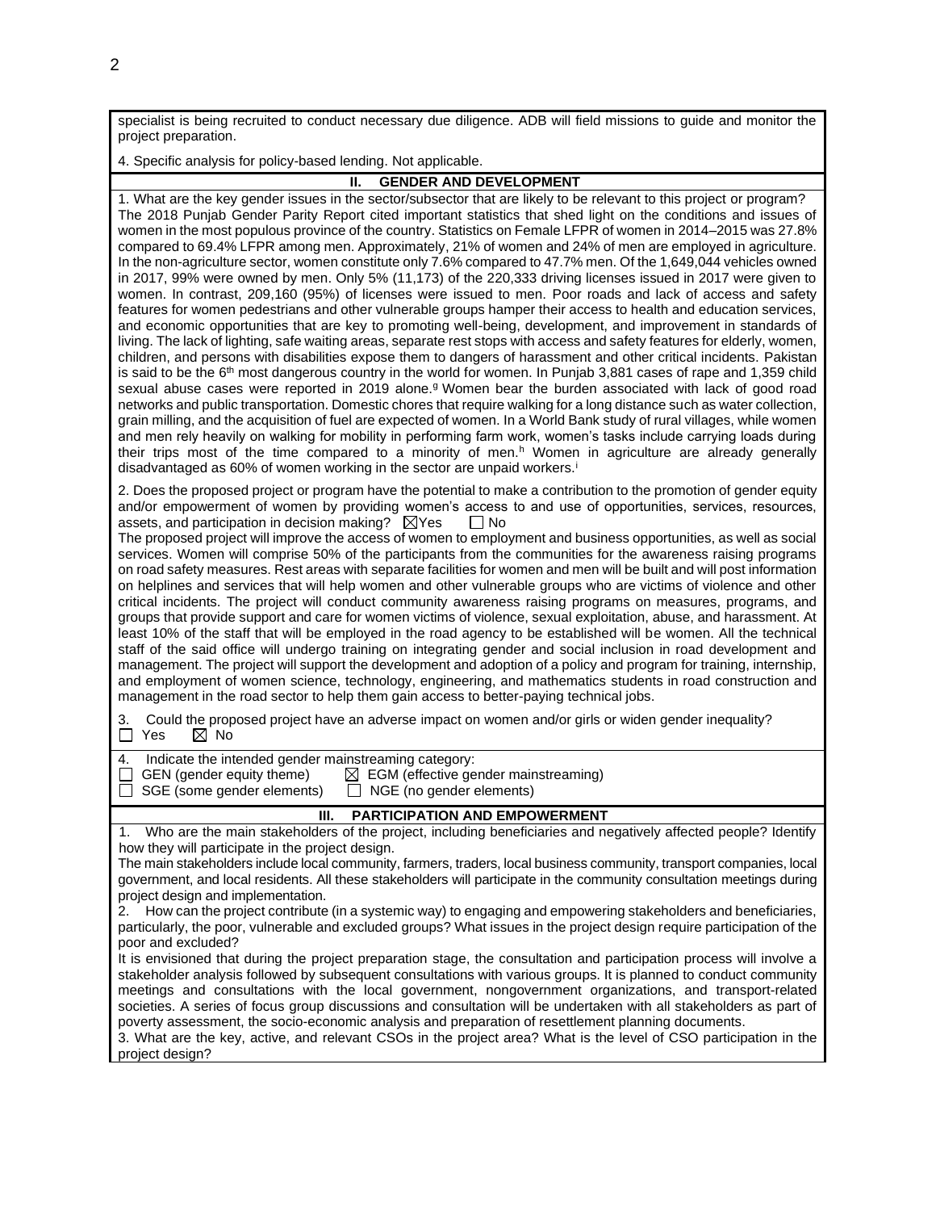specialist is being recruited to conduct necessary due diligence. ADB will field missions to guide and monitor the project preparation.

4. Specific analysis for policy-based lending. Not applicable.

## II. GENDER AND DEVELOPMENT

1. What are the key gender issues in the sector/subsector that are likely to be relevant to this project or program?

The 2018 Punjab Gender Parity Report cited important statistics that shed light on the conditions and issues of women in the most populous province of the country. Statistics on Female LFPR of women in 2014–2015 was 27.8% compared to 69.4% LFPR among men. Approximately, 21% of women and 24% of men are employed in agriculture. In the non-agriculture sector, women constitute only 7.6% compared to 47.7% men. Of the 1,649,044 vehicles owned in 2017, 99% were owned by men. Only 5% (11,173) of the 220,333 driving licenses issued in 2017 were given to women. In contrast, 209,160 (95%) of licenses were issued to men. Poor roads and lack of access and safety features for women pedestrians and other vulnerable groups hamper their access to health and education services, and economic opportunities that are key to promoting well-being, development, and improvement in standards of living. The lack of lighting, safe waiting areas, separate rest stops with access and safety features for elderly, women, children, and persons with disabilities expose them to dangers of harassment and other critical incidents. Pakistan is said to be the 6th most dangerous country in the world for women. In Punjab 3,881 cases of rape and 1,359 child sexual abuse cases were reported in 2019 alone.[g] Women bear the burden associated with lack of good road networks and public transportation. Domestic chores that require walking for a long distance such as water collection, grain milling, and the acquisition of fuel are expected of women. In a World Bank study of rural villages, while women and men rely heavily on walking for mobility in performing farm work, women's tasks include carrying loads during their trips most of the time compared to a minority of men.[h] Women in agriculture are already generally disadvantaged as 60% of women working in the sector are unpaid workers.[i]

2. Does the proposed project or program have the potential to make a contribution to the promotion of gender equity and/or empowerment of women by providing women's access to and use of opportunities, services, resources, assets, and participation in decision making? ☒Yes ☐ No

The proposed project will improve the access of women to employment and business opportunities, as well as social services. Women will comprise 50% of the participants from the communities for the awareness raising programs on road safety measures. Rest areas with separate facilities for women and men will be built and will post information on helplines and services that will help women and other vulnerable groups who are victims of violence and other critical incidents. The project will conduct community awareness raising programs on measures, programs, and groups that provide support and care for women victims of violence, sexual exploitation, abuse, and harassment. At least 10% of the staff that will be employed in the road agency to be established will be women. All the technical staff of the said office will undergo training on integrating gender and social inclusion in road development and management. The project will support the development and adoption of a policy and program for training, internship, and employment of women science, technology, engineering, and mathematics students in road construction and management in the road sector to help them gain access to better-paying technical jobs.

3. Could the proposed project have an adverse impact on women and/or girls or widen gender inequality?
☐ Yes ☒ No

4. Indicate the intended gender mainstreaming category:
☐ GEN (gender equity theme) ☒ EGM (effective gender mainstreaming)
☐ SGE (some gender elements) ☐ NGE (no gender elements)

## III. PARTICIPATION AND EMPOWERMENT

1. Who are the main stakeholders of the project, including beneficiaries and negatively affected people? Identify how they will participate in the project design.

The main stakeholders include local community, farmers, traders, local business community, transport companies, local government, and local residents. All these stakeholders will participate in the community consultation meetings during project design and implementation.

2. How can the project contribute (in a systemic way) to engaging and empowering stakeholders and beneficiaries, particularly, the poor, vulnerable and excluded groups? What issues in the project design require participation of the poor and excluded?

It is envisioned that during the project preparation stage, the consultation and participation process will involve a stakeholder analysis followed by subsequent consultations with various groups. It is planned to conduct community meetings and consultations with the local government, nongovernment organizations, and transport-related societies. A series of focus group discussions and consultation will be undertaken with all stakeholders as part of poverty assessment, the socio-economic analysis and preparation of resettlement planning documents.

3. What are the key, active, and relevant CSOs in the project area? What is the level of CSO participation in the project design?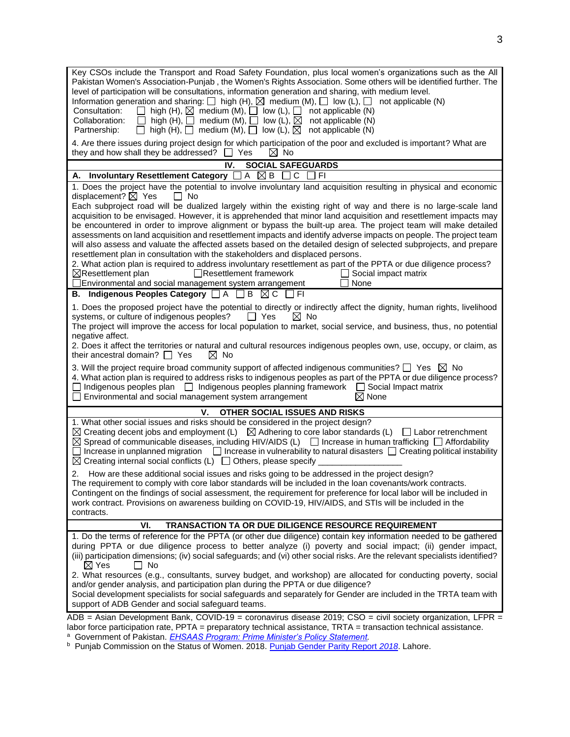Key CSOs include the Transport and Road Safety Foundation, plus local women's organizations such as the All Pakistan Women's Association-Punjab , the Women's Rights Association. Some others will be identified further. The level of participation will be consultations, information generation and sharing, with medium level.

Information generation and sharing: ☐ high (H), ☒ medium (M), ☐ low (L), ☐ not applicable (N)
Consultation: ☐ high (H), ☒ medium (M), ☐ low (L), ☐ not applicable (N)
Collaboration: ☐ high (H), ☐ medium (M), ☐ low (L), ☒ not applicable (N)
Partnership: ☐ high (H), ☐ medium (M), ☐ low (L), ☒ not applicable (N)

4. Are there issues during project design for which participation of the poor and excluded is important? What are they and how shall they be addressed? ☐ Yes ☒ No

## IV. SOCIAL SAFEGUARDS

### A. Involuntary Resettlement Category ☐ A ☒ B ☐ C ☐ FI

1. Does the project have the potential to involve involuntary land acquisition resulting in physical and economic displacement? ☒ Yes ☐ No

Each subproject road will be dualized largely within the existing right of way and there is no large-scale land acquisition to be envisaged. However, it is apprehended that minor land acquisition and resettlement impacts may be encountered in order to improve alignment or bypass the built-up area. The project team will make detailed assessments on land acquisition and resettlement impacts and identify adverse impacts on people. The project team will also assess and valuate the affected assets based on the detailed design of selected subprojects, and prepare resettlement plan in consultation with the stakeholders and displaced persons.

2. What action plan is required to address involuntary resettlement as part of the PPTA or due diligence process?
☒Resettlement plan ☐Resettlement framework ☐ Social impact matrix
☐Environmental and social management system arrangement ☐ None

### B. Indigenous Peoples Category ☐ A ☐ B ☒ C ☐ FI

1. Does the proposed project have the potential to directly or indirectly affect the dignity, human rights, livelihood systems, or culture of indigenous peoples? ☐ Yes ☒ No

The project will improve the access for local population to market, social service, and business, thus, no potential negative affect.

2. Does it affect the territories or natural and cultural resources indigenous peoples own, use, occupy, or claim, as their ancestral domain? ☐ Yes ☒ No

3. Will the project require broad community support of affected indigenous communities? ☐ Yes ☒ No

4. What action plan is required to address risks to indigenous peoples as part of the PPTA or due diligence process?
☐ Indigenous peoples plan ☐ Indigenous peoples planning framework ☐ Social Impact matrix
☐ Environmental and social management system arrangement ☒ None

## V. OTHER SOCIAL ISSUES AND RISKS

1. What other social issues and risks should be considered in the project design?
☒ Creating decent jobs and employment (L) ☒ Adhering to core labor standards (L) ☐ Labor retrenchment
☒ Spread of communicable diseases, including HIV/AIDS (L) ☐ Increase in human trafficking ☐ Affordability
☐ Increase in unplanned migration ☐ Increase in vulnerability to natural disasters ☐ Creating political instability
☒ Creating internal social conflicts (L) ☐ Others, please specify ________________

2. How are these additional social issues and risks going to be addressed in the project design?
The requirement to comply with core labor standards will be included in the loan covenants/work contracts. Contingent on the findings of social assessment, the requirement for preference for local labor will be included in work contract. Provisions on awareness building on COVID-19, HIV/AIDS, and STIs will be included in the contracts.

## VI. TRANSACTION TA OR DUE DILIGENCE RESOURCE REQUIREMENT

1. Do the terms of reference for the PPTA (or other due diligence) contain key information needed to be gathered during PPTA or due diligence process to better analyze (i) poverty and social impact; (ii) gender impact, (iii) participation dimensions; (iv) social safeguards; and (vi) other social risks. Are the relevant specialists identified?
☒ Yes ☐ No

2. What resources (e.g., consultants, survey budget, and workshop) are allocated for conducting poverty, social and/or gender analysis, and participation plan during the PPTA or due diligence?
Social development specialists for social safeguards and separately for Gender are included in the TRTA team with support of ADB Gender and social safeguard teams.

ADB = Asian Development Bank, COVID-19 = coronavirus disease 2019; CSO = civil society organization, LFPR = labor force participation rate, PPTA = preparatory technical assistance, TRTA = transaction technical assistance.

[a] Government of Pakistan. *EHSAAS Program: Prime Minister's Policy Statement.*

[b] Punjab Commission on the Status of Women. 2018. Punjab Gender Parity Report *2018*. Lahore.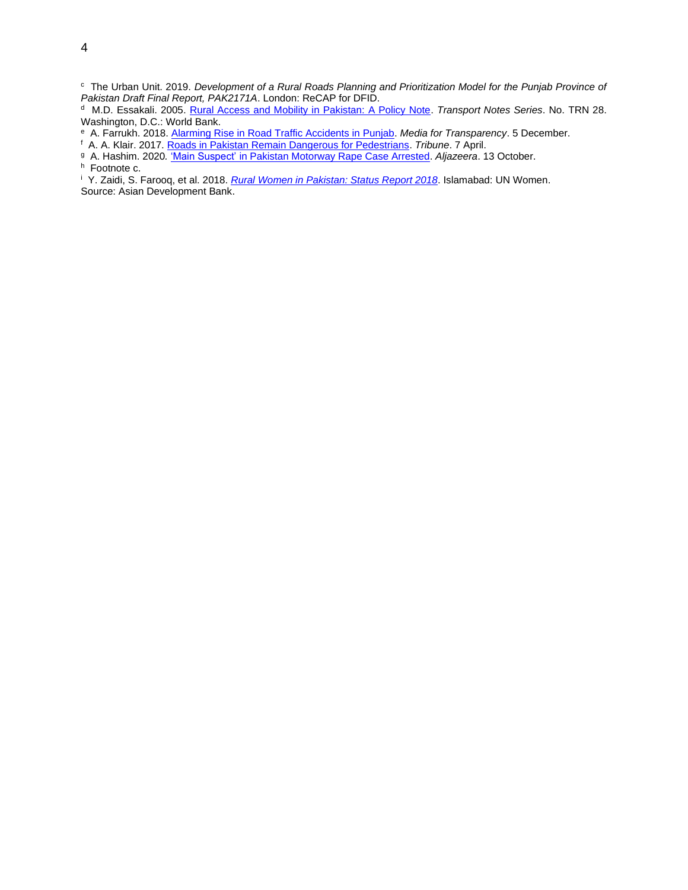[c] The Urban Unit. 2019. *Development of a Rural Roads Planning and Prioritization Model for the Punjab Province of Pakistan Draft Final Report, PAK2171A*. London: ReCAP for DFID.

[d] M.D. Essakali. 2005. Rural Access and Mobility in Pakistan: A Policy Note. *Transport Notes Series*. No. TRN 28. Washington, D.C.: World Bank.

[e] A. Farrukh. 2018. Alarming Rise in Road Traffic Accidents in Punjab. *Media for Transparency*. 5 December.

[f] A. A. Klair. 2017. Roads in Pakistan Remain Dangerous for Pedestrians. *Tribune*. 7 April.

[g] A. Hashim. 2020. 'Main Suspect' in Pakistan Motorway Rape Case Arrested. *Aljazeera*. 13 October.

[h] Footnote c.

[i] Y. Zaidi, S. Farooq, et al. 2018. *Rural Women in Pakistan: Status Report 2018*. Islamabad: UN Women.

Source: Asian Development Bank.